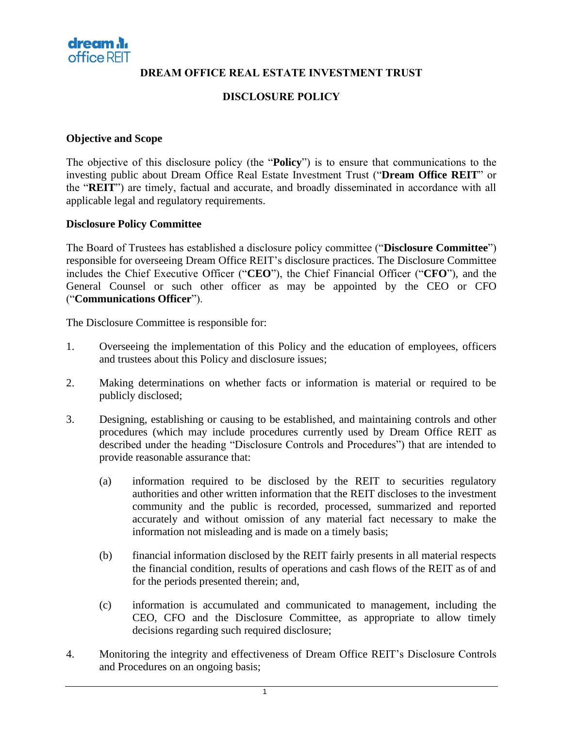# DREAM OFFICE REAL ESTATE INVESTMENT TRUST

## DISCLOSURE POLICY

### Objective and Scope

The objective of this disclosure policy (the "**Policy**") is to ensure that communications to the investing public about Dream Office Real Estate Investment Trust ("**Dream Office REIT**" or the "**REIT**") are timely, factual and accurate, and broadly disseminated in accordance with all applicable legal and regulatory requirements.

### Disclosure Policy Committee

The Board of Trustees has established a disclosure policy committee ("**Disclosure Committee**") responsible for overseeing Dream Office REIT's disclosure practices. The Disclosure Committee includes the Chief Executive Officer ("**CEO**"), the Chief Financial Officer ("**CFO**"), and the General Counsel or such other officer as may be appointed by the CEO or CFO ("**Communications Officer**").

The Disclosure Committee is responsible for:

1. Overseeing the implementation of this Policy and the education of employees, officers and trustees about this Policy and disclosure issues;

2. Making determinations on whether facts or information is material or required to be publicly disclosed;

3. Designing, establishing or causing to be established, and maintaining controls and other procedures (which may include procedures currently used by Dream Office REIT as described under the heading "Disclosure Controls and Procedures") that are intended to provide reasonable assurance that:

   (a) information required to be disclosed by the REIT to securities regulatory authorities and other written information that the REIT discloses to the investment community and the public is recorded, processed, summarized and reported accurately and without omission of any material fact necessary to make the information not misleading and is made on a timely basis;

   (b) financial information disclosed by the REIT fairly presents in all material respects the financial condition, results of operations and cash flows of the REIT as of and for the periods presented therein; and,

   (c) information is accumulated and communicated to management, including the CEO, CFO and the Disclosure Committee, as appropriate to allow timely decisions regarding such required disclosure;

4. Monitoring the integrity and effectiveness of Dream Office REIT's Disclosure Controls and Procedures on an ongoing basis;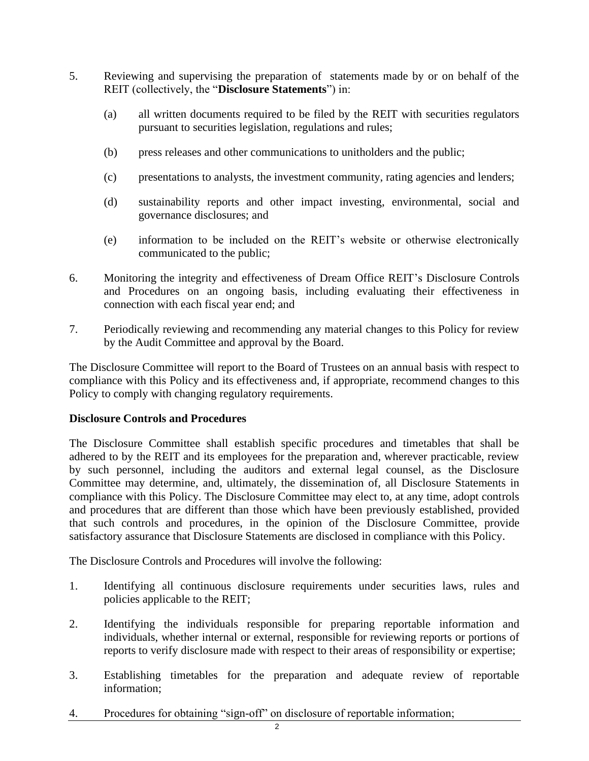5. Reviewing and supervising the preparation of statements made by or on behalf of the REIT (collectively, the "**Disclosure Statements**") in:

   (a) all written documents required to be filed by the REIT with securities regulators pursuant to securities legislation, regulations and rules;

   (b) press releases and other communications to unitholders and the public;

   (c) presentations to analysts, the investment community, rating agencies and lenders;

   (d) sustainability reports and other impact investing, environmental, social and governance disclosures; and

   (e) information to be included on the REIT's website or otherwise electronically communicated to the public;

6. Monitoring the integrity and effectiveness of Dream Office REIT's Disclosure Controls and Procedures on an ongoing basis, including evaluating their effectiveness in connection with each fiscal year end; and

7. Periodically reviewing and recommending any material changes to this Policy for review by the Audit Committee and approval by the Board.

The Disclosure Committee will report to the Board of Trustees on an annual basis with respect to compliance with this Policy and its effectiveness and, if appropriate, recommend changes to this Policy to comply with changing regulatory requirements.

**Disclosure Controls and Procedures**

The Disclosure Committee shall establish specific procedures and timetables that shall be adhered to by the REIT and its employees for the preparation and, wherever practicable, review by such personnel, including the auditors and external legal counsel, as the Disclosure Committee may determine, and, ultimately, the dissemination of, all Disclosure Statements in compliance with this Policy. The Disclosure Committee may elect to, at any time, adopt controls and procedures that are different than those which have been previously established, provided that such controls and procedures, in the opinion of the Disclosure Committee, provide satisfactory assurance that Disclosure Statements are disclosed in compliance with this Policy.

The Disclosure Controls and Procedures will involve the following:

1. Identifying all continuous disclosure requirements under securities laws, rules and policies applicable to the REIT;

2. Identifying the individuals responsible for preparing reportable information and individuals, whether internal or external, responsible for reviewing reports or portions of reports to verify disclosure made with respect to their areas of responsibility or expertise;

3. Establishing timetables for the preparation and adequate review of reportable information;

4. Procedures for obtaining "sign-off" on disclosure of reportable information;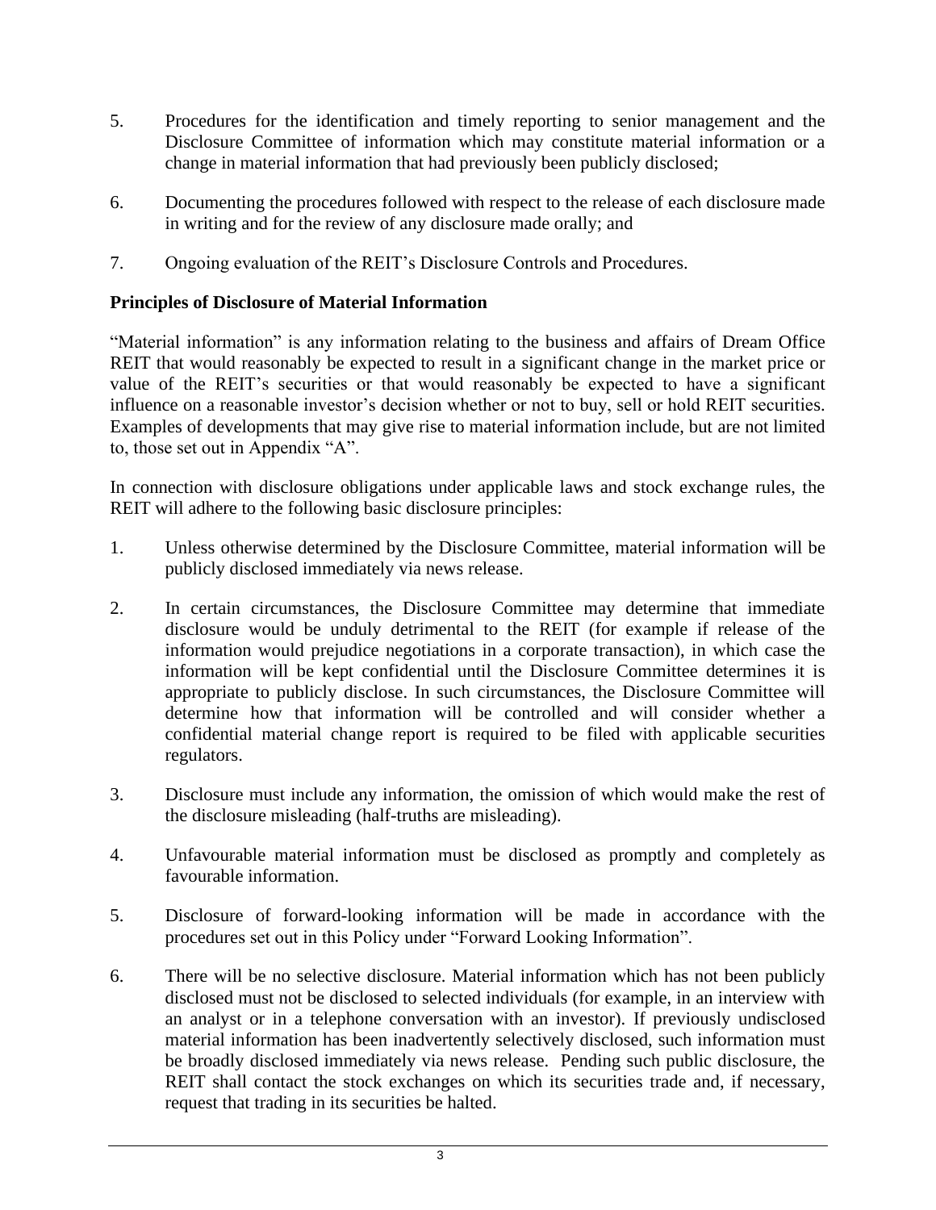5. Procedures for the identification and timely reporting to senior management and the Disclosure Committee of information which may constitute material information or a change in material information that had previously been publicly disclosed;

6. Documenting the procedures followed with respect to the release of each disclosure made in writing and for the review of any disclosure made orally; and

7. Ongoing evaluation of the REIT's Disclosure Controls and Procedures.

**Principles of Disclosure of Material Information**

"Material information" is any information relating to the business and affairs of Dream Office REIT that would reasonably be expected to result in a significant change in the market price or value of the REIT's securities or that would reasonably be expected to have a significant influence on a reasonable investor's decision whether or not to buy, sell or hold REIT securities. Examples of developments that may give rise to material information include, but are not limited to, those set out in Appendix "A".

In connection with disclosure obligations under applicable laws and stock exchange rules, the REIT will adhere to the following basic disclosure principles:

1. Unless otherwise determined by the Disclosure Committee, material information will be publicly disclosed immediately via news release.

2. In certain circumstances, the Disclosure Committee may determine that immediate disclosure would be unduly detrimental to the REIT (for example if release of the information would prejudice negotiations in a corporate transaction), in which case the information will be kept confidential until the Disclosure Committee determines it is appropriate to publicly disclose. In such circumstances, the Disclosure Committee will determine how that information will be controlled and will consider whether a confidential material change report is required to be filed with applicable securities regulators.

3. Disclosure must include any information, the omission of which would make the rest of the disclosure misleading (half-truths are misleading).

4. Unfavourable material information must be disclosed as promptly and completely as favourable information.

5. Disclosure of forward-looking information will be made in accordance with the procedures set out in this Policy under "Forward Looking Information".

6. There will be no selective disclosure. Material information which has not been publicly disclosed must not be disclosed to selected individuals (for example, in an interview with an analyst or in a telephone conversation with an investor). If previously undisclosed material information has been inadvertently selectively disclosed, such information must be broadly disclosed immediately via news release. Pending such public disclosure, the REIT shall contact the stock exchanges on which its securities trade and, if necessary, request that trading in its securities be halted.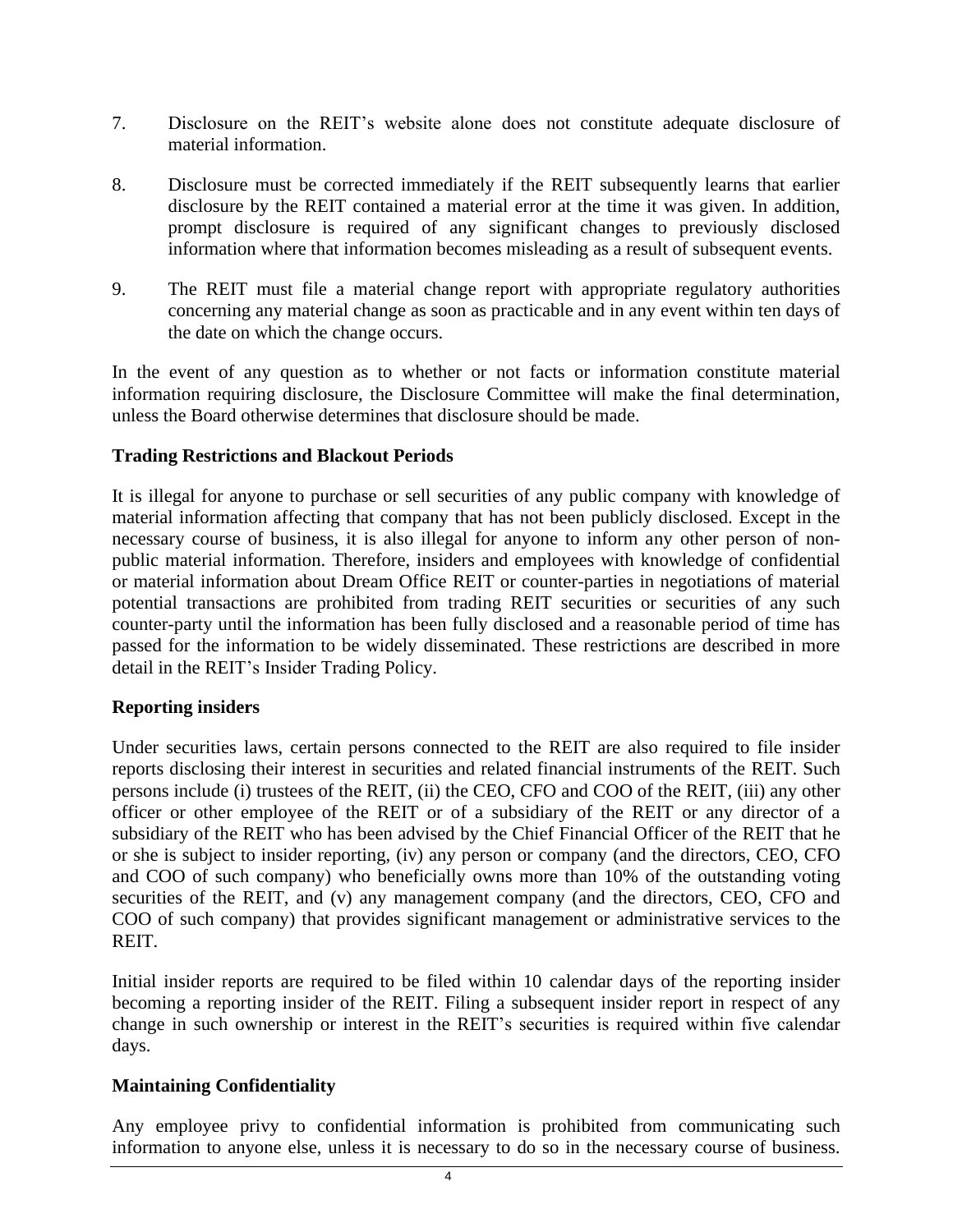7. Disclosure on the REIT's website alone does not constitute adequate disclosure of material information.

8. Disclosure must be corrected immediately if the REIT subsequently learns that earlier disclosure by the REIT contained a material error at the time it was given. In addition, prompt disclosure is required of any significant changes to previously disclosed information where that information becomes misleading as a result of subsequent events.

9. The REIT must file a material change report with appropriate regulatory authorities concerning any material change as soon as practicable and in any event within ten days of the date on which the change occurs.

In the event of any question as to whether or not facts or information constitute material information requiring disclosure, the Disclosure Committee will make the final determination, unless the Board otherwise determines that disclosure should be made.

**Trading Restrictions and Blackout Periods**

It is illegal for anyone to purchase or sell securities of any public company with knowledge of material information affecting that company that has not been publicly disclosed. Except in the necessary course of business, it is also illegal for anyone to inform any other person of non-public material information. Therefore, insiders and employees with knowledge of confidential or material information about Dream Office REIT or counter-parties in negotiations of material potential transactions are prohibited from trading REIT securities or securities of any such counter-party until the information has been fully disclosed and a reasonable period of time has passed for the information to be widely disseminated. These restrictions are described in more detail in the REIT's Insider Trading Policy.

**Reporting insiders**

Under securities laws, certain persons connected to the REIT are also required to file insider reports disclosing their interest in securities and related financial instruments of the REIT. Such persons include (i) trustees of the REIT, (ii) the CEO, CFO and COO of the REIT, (iii) any other officer or other employee of the REIT or of a subsidiary of the REIT or any director of a subsidiary of the REIT who has been advised by the Chief Financial Officer of the REIT that he or she is subject to insider reporting, (iv) any person or company (and the directors, CEO, CFO and COO of such company) who beneficially owns more than 10% of the outstanding voting securities of the REIT, and (v) any management company (and the directors, CEO, CFO and COO of such company) that provides significant management or administrative services to the REIT.

Initial insider reports are required to be filed within 10 calendar days of the reporting insider becoming a reporting insider of the REIT. Filing a subsequent insider report in respect of any change in such ownership or interest in the REIT's securities is required within five calendar days.

**Maintaining Confidentiality**

Any employee privy to confidential information is prohibited from communicating such information to anyone else, unless it is necessary to do so in the necessary course of business.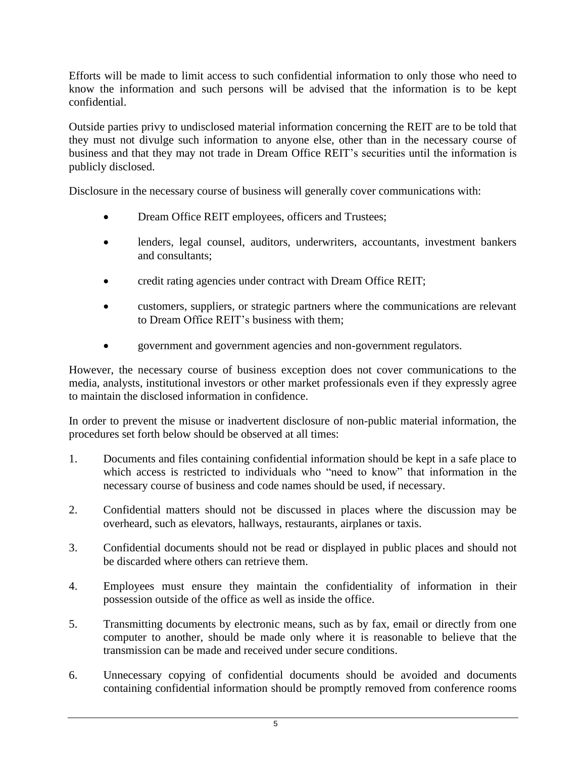Efforts will be made to limit access to such confidential information to only those who need to know the information and such persons will be advised that the information is to be kept confidential.

Outside parties privy to undisclosed material information concerning the REIT are to be told that they must not divulge such information to anyone else, other than in the necessary course of business and that they may not trade in Dream Office REIT's securities until the information is publicly disclosed.

Disclosure in the necessary course of business will generally cover communications with:

- Dream Office REIT employees, officers and Trustees;
- lenders, legal counsel, auditors, underwriters, accountants, investment bankers and consultants;
- credit rating agencies under contract with Dream Office REIT;
- customers, suppliers, or strategic partners where the communications are relevant to Dream Office REIT's business with them;
- government and government agencies and non-government regulators.

However, the necessary course of business exception does not cover communications to the media, analysts, institutional investors or other market professionals even if they expressly agree to maintain the disclosed information in confidence.

In order to prevent the misuse or inadvertent disclosure of non-public material information, the procedures set forth below should be observed at all times:

1. Documents and files containing confidential information should be kept in a safe place to which access is restricted to individuals who "need to know" that information in the necessary course of business and code names should be used, if necessary.
2. Confidential matters should not be discussed in places where the discussion may be overheard, such as elevators, hallways, restaurants, airplanes or taxis.
3. Confidential documents should not be read or displayed in public places and should not be discarded where others can retrieve them.
4. Employees must ensure they maintain the confidentiality of information in their possession outside of the office as well as inside the office.
5. Transmitting documents by electronic means, such as by fax, email or directly from one computer to another, should be made only where it is reasonable to believe that the transmission can be made and received under secure conditions.
6. Unnecessary copying of confidential documents should be avoided and documents containing confidential information should be promptly removed from conference rooms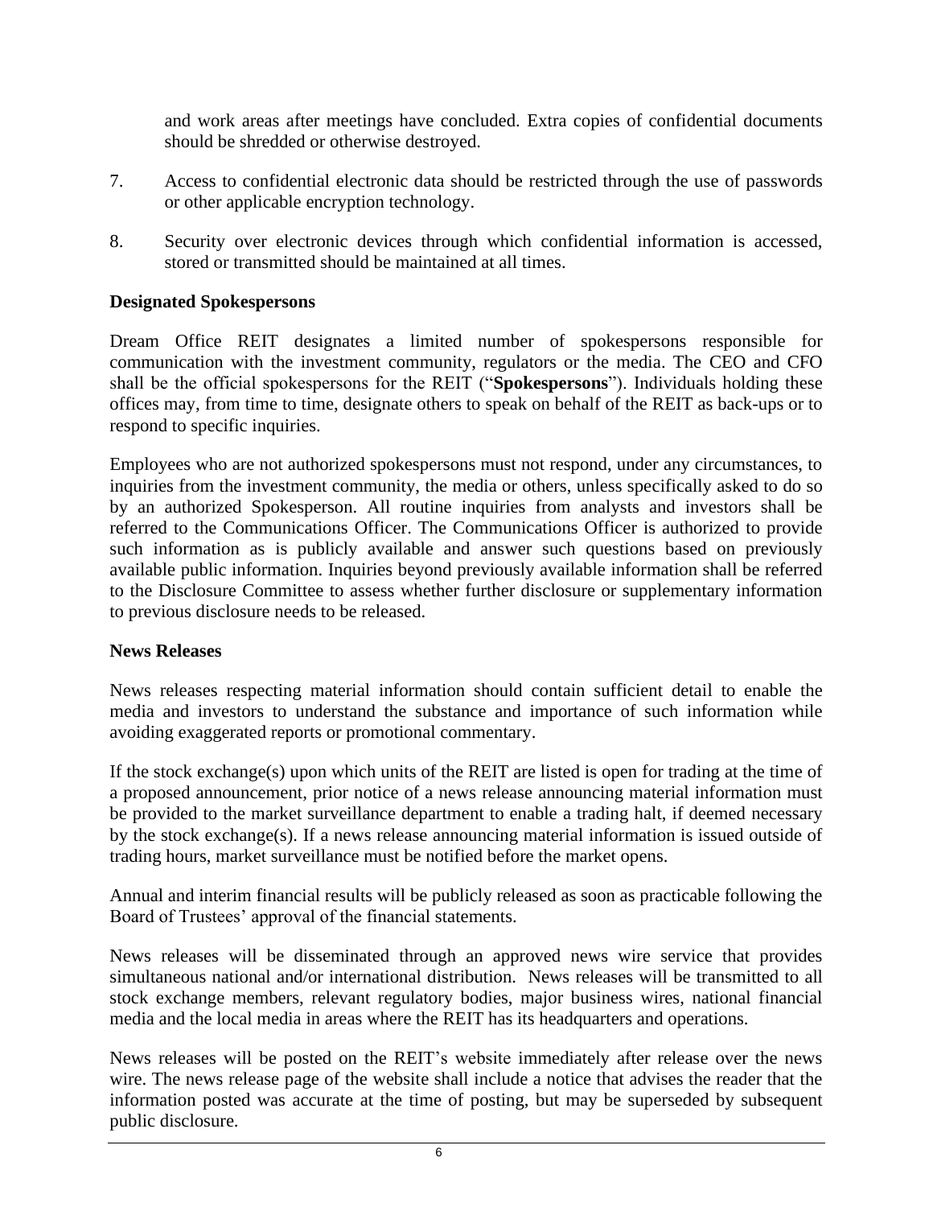and work areas after meetings have concluded. Extra copies of confidential documents should be shredded or otherwise destroyed.

7. Access to confidential electronic data should be restricted through the use of passwords or other applicable encryption technology.

8. Security over electronic devices through which confidential information is accessed, stored or transmitted should be maintained at all times.

**Designated Spokespersons**

Dream Office REIT designates a limited number of spokespersons responsible for communication with the investment community, regulators or the media. The CEO and CFO shall be the official spokespersons for the REIT ("**Spokespersons**"). Individuals holding these offices may, from time to time, designate others to speak on behalf of the REIT as back-ups or to respond to specific inquiries.

Employees who are not authorized spokespersons must not respond, under any circumstances, to inquiries from the investment community, the media or others, unless specifically asked to do so by an authorized Spokesperson. All routine inquiries from analysts and investors shall be referred to the Communications Officer. The Communications Officer is authorized to provide such information as is publicly available and answer such questions based on previously available public information. Inquiries beyond previously available information shall be referred to the Disclosure Committee to assess whether further disclosure or supplementary information to previous disclosure needs to be released.

**News Releases**

News releases respecting material information should contain sufficient detail to enable the media and investors to understand the substance and importance of such information while avoiding exaggerated reports or promotional commentary.

If the stock exchange(s) upon which units of the REIT are listed is open for trading at the time of a proposed announcement, prior notice of a news release announcing material information must be provided to the market surveillance department to enable a trading halt, if deemed necessary by the stock exchange(s). If a news release announcing material information is issued outside of trading hours, market surveillance must be notified before the market opens.

Annual and interim financial results will be publicly released as soon as practicable following the Board of Trustees' approval of the financial statements.

News releases will be disseminated through an approved news wire service that provides simultaneous national and/or international distribution. News releases will be transmitted to all stock exchange members, relevant regulatory bodies, major business wires, national financial media and the local media in areas where the REIT has its headquarters and operations.

News releases will be posted on the REIT's website immediately after release over the news wire. The news release page of the website shall include a notice that advises the reader that the information posted was accurate at the time of posting, but may be superseded by subsequent public disclosure.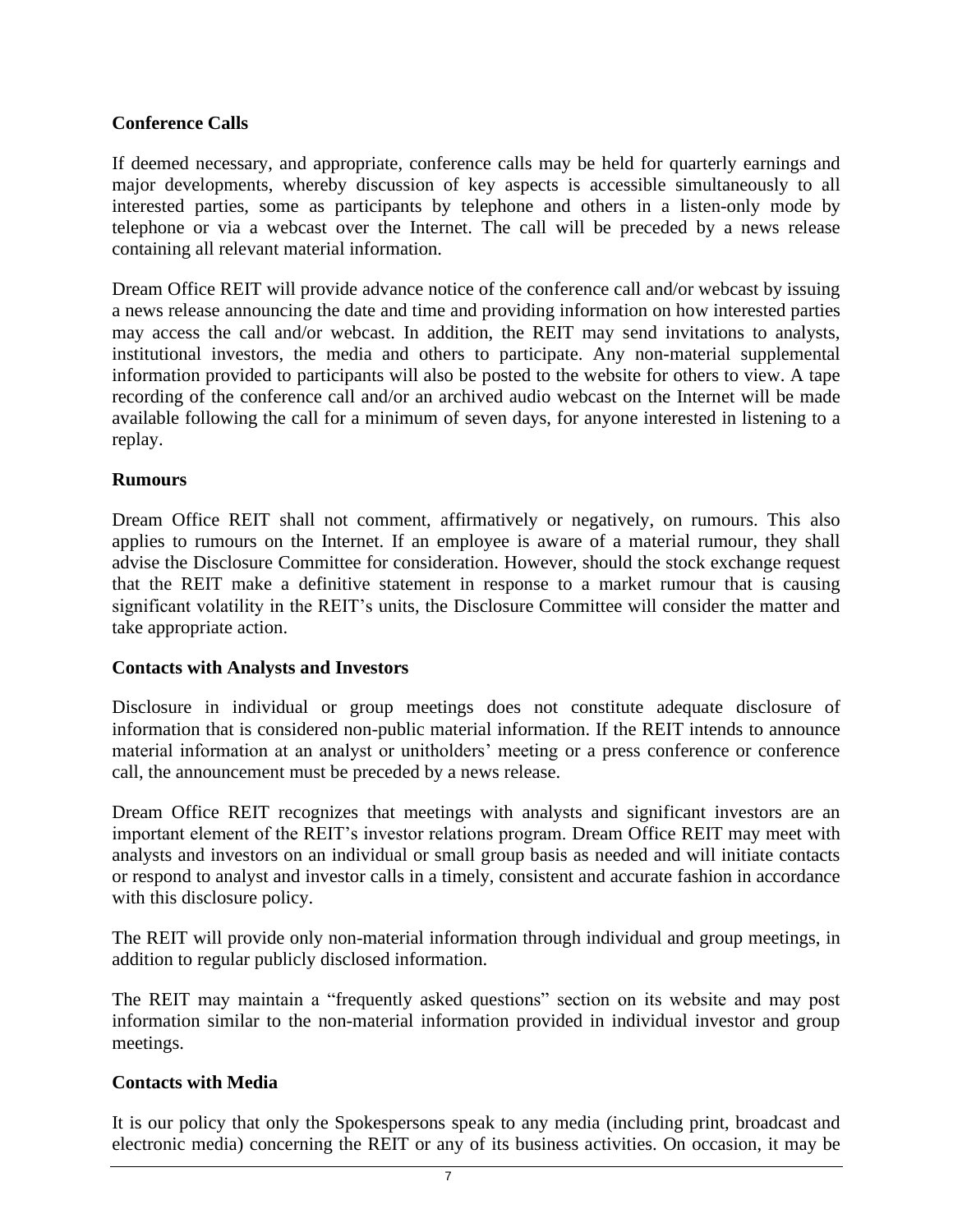## Conference Calls

If deemed necessary, and appropriate, conference calls may be held for quarterly earnings and major developments, whereby discussion of key aspects is accessible simultaneously to all interested parties, some as participants by telephone and others in a listen-only mode by telephone or via a webcast over the Internet. The call will be preceded by a news release containing all relevant material information.

Dream Office REIT will provide advance notice of the conference call and/or webcast by issuing a news release announcing the date and time and providing information on how interested parties may access the call and/or webcast. In addition, the REIT may send invitations to analysts, institutional investors, the media and others to participate. Any non-material supplemental information provided to participants will also be posted to the website for others to view. A tape recording of the conference call and/or an archived audio webcast on the Internet will be made available following the call for a minimum of seven days, for anyone interested in listening to a replay.

## Rumours

Dream Office REIT shall not comment, affirmatively or negatively, on rumours. This also applies to rumours on the Internet. If an employee is aware of a material rumour, they shall advise the Disclosure Committee for consideration. However, should the stock exchange request that the REIT make a definitive statement in response to a market rumour that is causing significant volatility in the REIT's units, the Disclosure Committee will consider the matter and take appropriate action.

## Contacts with Analysts and Investors

Disclosure in individual or group meetings does not constitute adequate disclosure of information that is considered non-public material information. If the REIT intends to announce material information at an analyst or unitholders' meeting or a press conference or conference call, the announcement must be preceded by a news release.

Dream Office REIT recognizes that meetings with analysts and significant investors are an important element of the REIT's investor relations program. Dream Office REIT may meet with analysts and investors on an individual or small group basis as needed and will initiate contacts or respond to analyst and investor calls in a timely, consistent and accurate fashion in accordance with this disclosure policy.

The REIT will provide only non-material information through individual and group meetings, in addition to regular publicly disclosed information.

The REIT may maintain a "frequently asked questions" section on its website and may post information similar to the non-material information provided in individual investor and group meetings.

## Contacts with Media

It is our policy that only the Spokespersons speak to any media (including print, broadcast and electronic media) concerning the REIT or any of its business activities. On occasion, it may be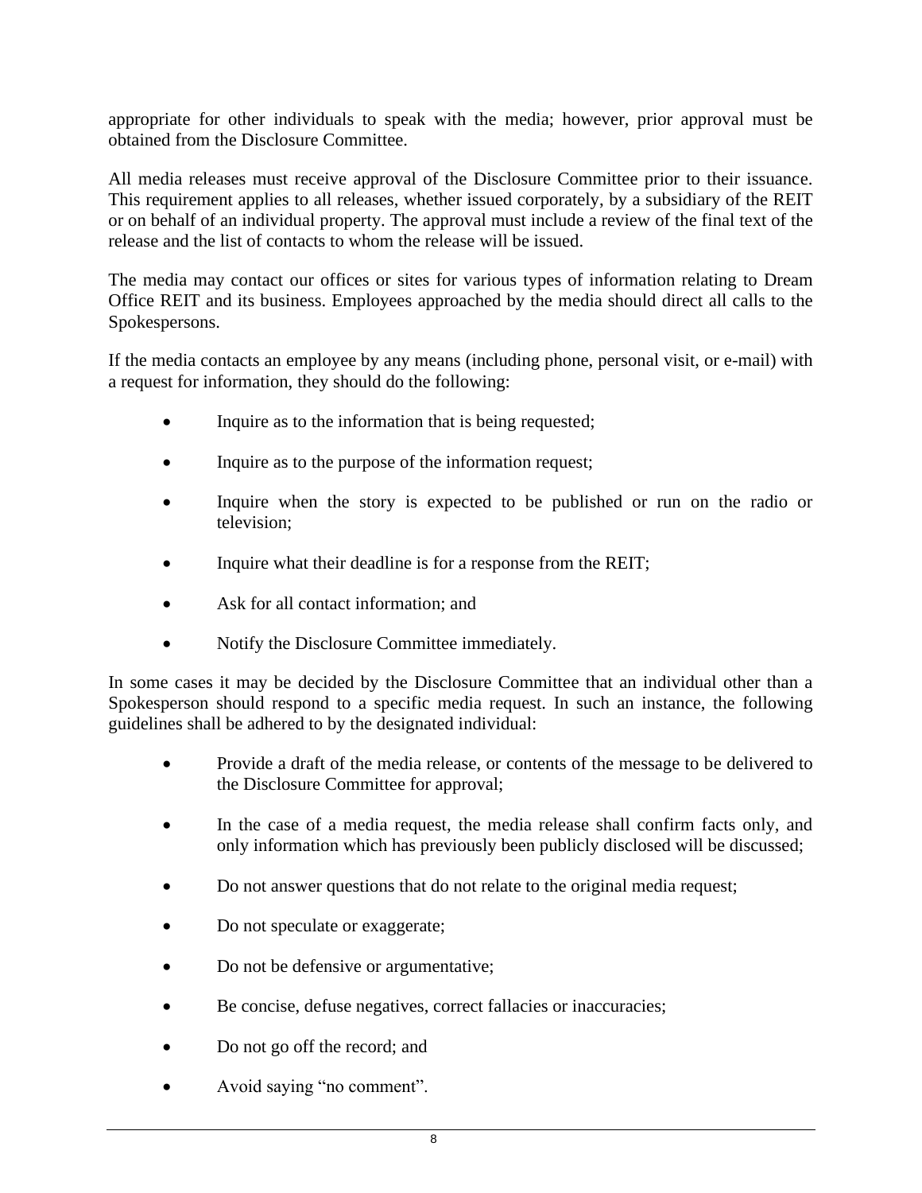appropriate for other individuals to speak with the media; however, prior approval must be obtained from the Disclosure Committee.

All media releases must receive approval of the Disclosure Committee prior to their issuance. This requirement applies to all releases, whether issued corporately, by a subsidiary of the REIT or on behalf of an individual property. The approval must include a review of the final text of the release and the list of contacts to whom the release will be issued.

The media may contact our offices or sites for various types of information relating to Dream Office REIT and its business. Employees approached by the media should direct all calls to the Spokespersons.

If the media contacts an employee by any means (including phone, personal visit, or e-mail) with a request for information, they should do the following:

- Inquire as to the information that is being requested;
- Inquire as to the purpose of the information request;
- Inquire when the story is expected to be published or run on the radio or television;
- Inquire what their deadline is for a response from the REIT;
- Ask for all contact information; and
- Notify the Disclosure Committee immediately.

In some cases it may be decided by the Disclosure Committee that an individual other than a Spokesperson should respond to a specific media request. In such an instance, the following guidelines shall be adhered to by the designated individual:

- Provide a draft of the media release, or contents of the message to be delivered to the Disclosure Committee for approval;
- In the case of a media request, the media release shall confirm facts only, and only information which has previously been publicly disclosed will be discussed;
- Do not answer questions that do not relate to the original media request;
- Do not speculate or exaggerate;
- Do not be defensive or argumentative;
- Be concise, defuse negatives, correct fallacies or inaccuracies;
- Do not go off the record; and
- Avoid saying "no comment".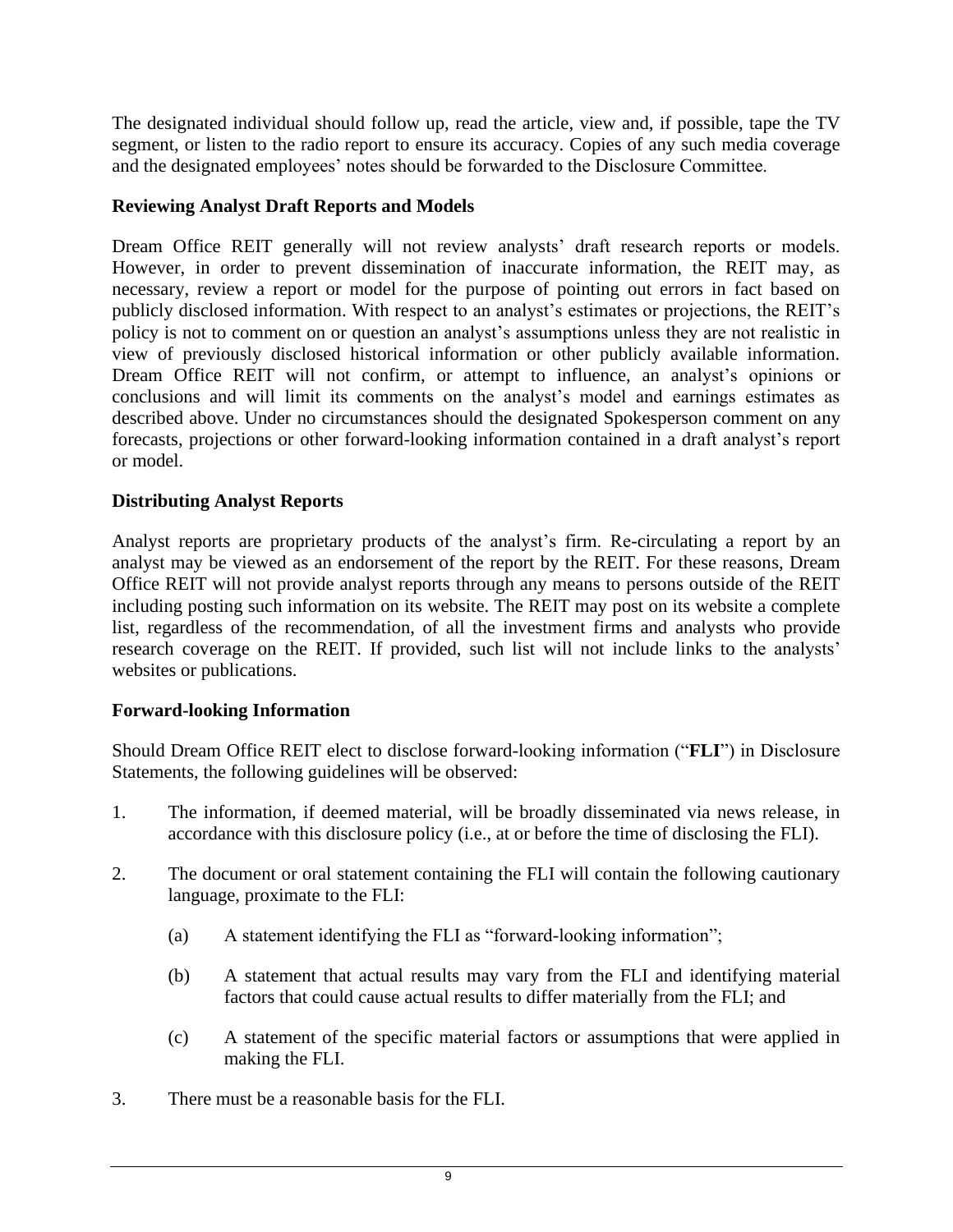The designated individual should follow up, read the article, view and, if possible, tape the TV segment, or listen to the radio report to ensure its accuracy. Copies of any such media coverage and the designated employees' notes should be forwarded to the Disclosure Committee.

### Reviewing Analyst Draft Reports and Models

Dream Office REIT generally will not review analysts' draft research reports or models. However, in order to prevent dissemination of inaccurate information, the REIT may, as necessary, review a report or model for the purpose of pointing out errors in fact based on publicly disclosed information. With respect to an analyst's estimates or projections, the REIT's policy is not to comment on or question an analyst's assumptions unless they are not realistic in view of previously disclosed historical information or other publicly available information. Dream Office REIT will not confirm, or attempt to influence, an analyst's opinions or conclusions and will limit its comments on the analyst's model and earnings estimates as described above. Under no circumstances should the designated Spokesperson comment on any forecasts, projections or other forward-looking information contained in a draft analyst's report or model.

### Distributing Analyst Reports

Analyst reports are proprietary products of the analyst's firm. Re-circulating a report by an analyst may be viewed as an endorsement of the report by the REIT. For these reasons, Dream Office REIT will not provide analyst reports through any means to persons outside of the REIT including posting such information on its website. The REIT may post on its website a complete list, regardless of the recommendation, of all the investment firms and analysts who provide research coverage on the REIT. If provided, such list will not include links to the analysts' websites or publications.

### Forward-looking Information

Should Dream Office REIT elect to disclose forward-looking information ("**FLI**") in Disclosure Statements, the following guidelines will be observed:

1. The information, if deemed material, will be broadly disseminated via news release, in accordance with this disclosure policy (i.e., at or before the time of disclosing the FLI).

2. The document or oral statement containing the FLI will contain the following cautionary language, proximate to the FLI:

   (a) A statement identifying the FLI as "forward-looking information";

   (b) A statement that actual results may vary from the FLI and identifying material factors that could cause actual results to differ materially from the FLI; and

   (c) A statement of the specific material factors or assumptions that were applied in making the FLI.

3. There must be a reasonable basis for the FLI.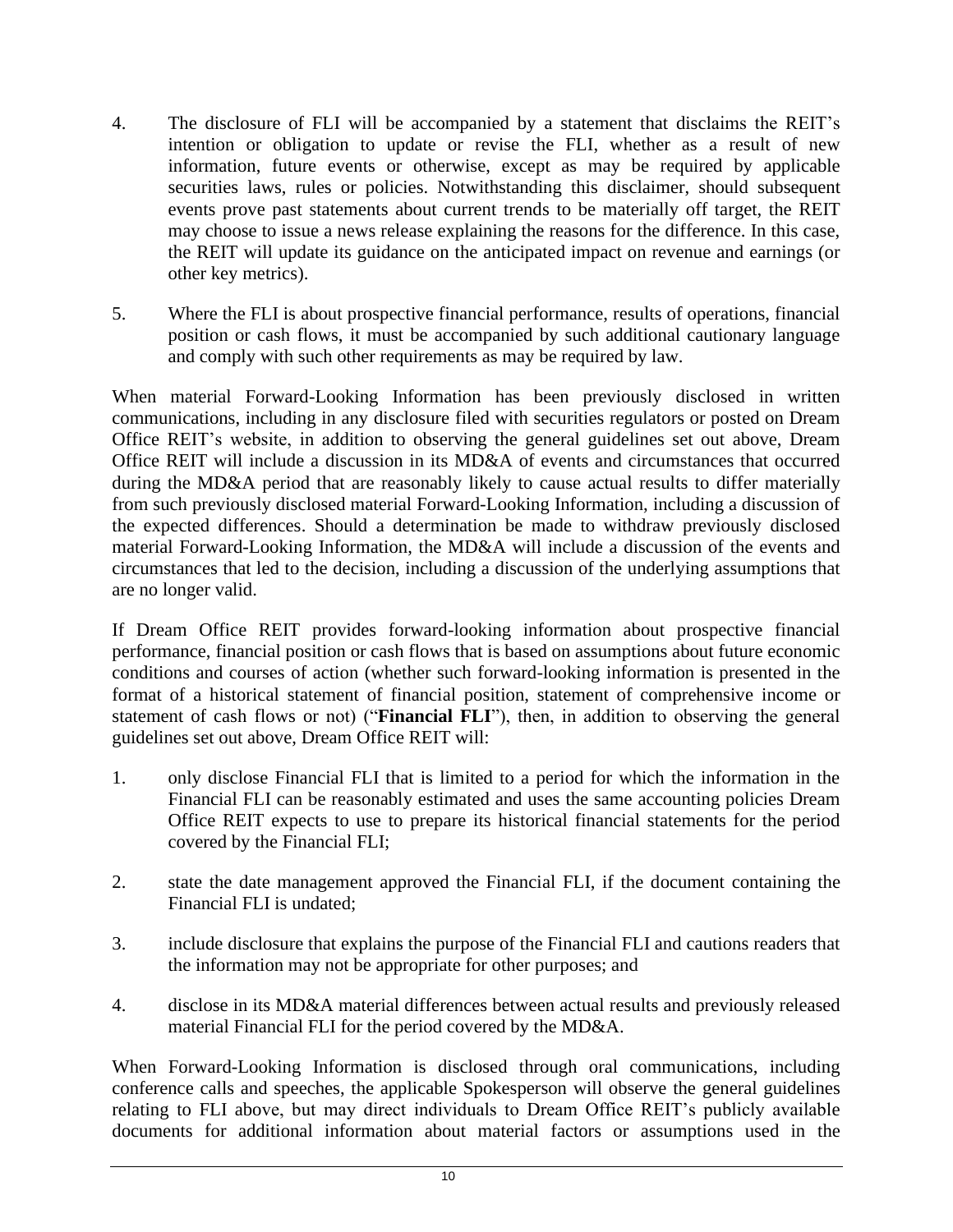4. The disclosure of FLI will be accompanied by a statement that disclaims the REIT's intention or obligation to update or revise the FLI, whether as a result of new information, future events or otherwise, except as may be required by applicable securities laws, rules or policies. Notwithstanding this disclaimer, should subsequent events prove past statements about current trends to be materially off target, the REIT may choose to issue a news release explaining the reasons for the difference. In this case, the REIT will update its guidance on the anticipated impact on revenue and earnings (or other key metrics).

5. Where the FLI is about prospective financial performance, results of operations, financial position or cash flows, it must be accompanied by such additional cautionary language and comply with such other requirements as may be required by law.

When material Forward-Looking Information has been previously disclosed in written communications, including in any disclosure filed with securities regulators or posted on Dream Office REIT's website, in addition to observing the general guidelines set out above, Dream Office REIT will include a discussion in its MD&A of events and circumstances that occurred during the MD&A period that are reasonably likely to cause actual results to differ materially from such previously disclosed material Forward-Looking Information, including a discussion of the expected differences. Should a determination be made to withdraw previously disclosed material Forward-Looking Information, the MD&A will include a discussion of the events and circumstances that led to the decision, including a discussion of the underlying assumptions that are no longer valid.

If Dream Office REIT provides forward-looking information about prospective financial performance, financial position or cash flows that is based on assumptions about future economic conditions and courses of action (whether such forward-looking information is presented in the format of a historical statement of financial position, statement of comprehensive income or statement of cash flows or not) ("**Financial FLI**"), then, in addition to observing the general guidelines set out above, Dream Office REIT will:

1. only disclose Financial FLI that is limited to a period for which the information in the Financial FLI can be reasonably estimated and uses the same accounting policies Dream Office REIT expects to use to prepare its historical financial statements for the period covered by the Financial FLI;

2. state the date management approved the Financial FLI, if the document containing the Financial FLI is undated;

3. include disclosure that explains the purpose of the Financial FLI and cautions readers that the information may not be appropriate for other purposes; and

4. disclose in its MD&A material differences between actual results and previously released material Financial FLI for the period covered by the MD&A.

When Forward-Looking Information is disclosed through oral communications, including conference calls and speeches, the applicable Spokesperson will observe the general guidelines relating to FLI above, but may direct individuals to Dream Office REIT's publicly available documents for additional information about material factors or assumptions used in the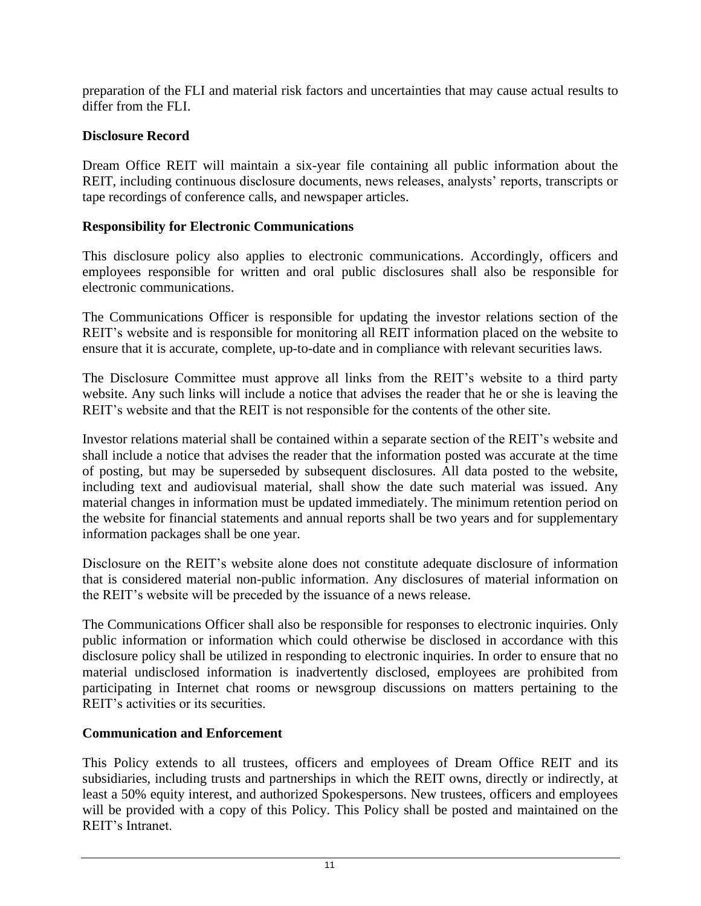preparation of the FLI and material risk factors and uncertainties that may cause actual results to differ from the FLI.

**Disclosure Record**

Dream Office REIT will maintain a six-year file containing all public information about the REIT, including continuous disclosure documents, news releases, analysts' reports, transcripts or tape recordings of conference calls, and newspaper articles.

**Responsibility for Electronic Communications**

This disclosure policy also applies to electronic communications. Accordingly, officers and employees responsible for written and oral public disclosures shall also be responsible for electronic communications.

The Communications Officer is responsible for updating the investor relations section of the REIT's website and is responsible for monitoring all REIT information placed on the website to ensure that it is accurate, complete, up-to-date and in compliance with relevant securities laws.

The Disclosure Committee must approve all links from the REIT's website to a third party website. Any such links will include a notice that advises the reader that he or she is leaving the REIT's website and that the REIT is not responsible for the contents of the other site.

Investor relations material shall be contained within a separate section of the REIT's website and shall include a notice that advises the reader that the information posted was accurate at the time of posting, but may be superseded by subsequent disclosures. All data posted to the website, including text and audiovisual material, shall show the date such material was issued. Any material changes in information must be updated immediately. The minimum retention period on the website for financial statements and annual reports shall be two years and for supplementary information packages shall be one year.

Disclosure on the REIT's website alone does not constitute adequate disclosure of information that is considered material non-public information. Any disclosures of material information on the REIT's website will be preceded by the issuance of a news release.

The Communications Officer shall also be responsible for responses to electronic inquiries. Only public information or information which could otherwise be disclosed in accordance with this disclosure policy shall be utilized in responding to electronic inquiries. In order to ensure that no material undisclosed information is inadvertently disclosed, employees are prohibited from participating in Internet chat rooms or newsgroup discussions on matters pertaining to the REIT's activities or its securities.

**Communication and Enforcement**

This Policy extends to all trustees, officers and employees of Dream Office REIT and its subsidiaries, including trusts and partnerships in which the REIT owns, directly or indirectly, at least a 50% equity interest, and authorized Spokespersons. New trustees, officers and employees will be provided with a copy of this Policy. This Policy shall be posted and maintained on the REIT's Intranet.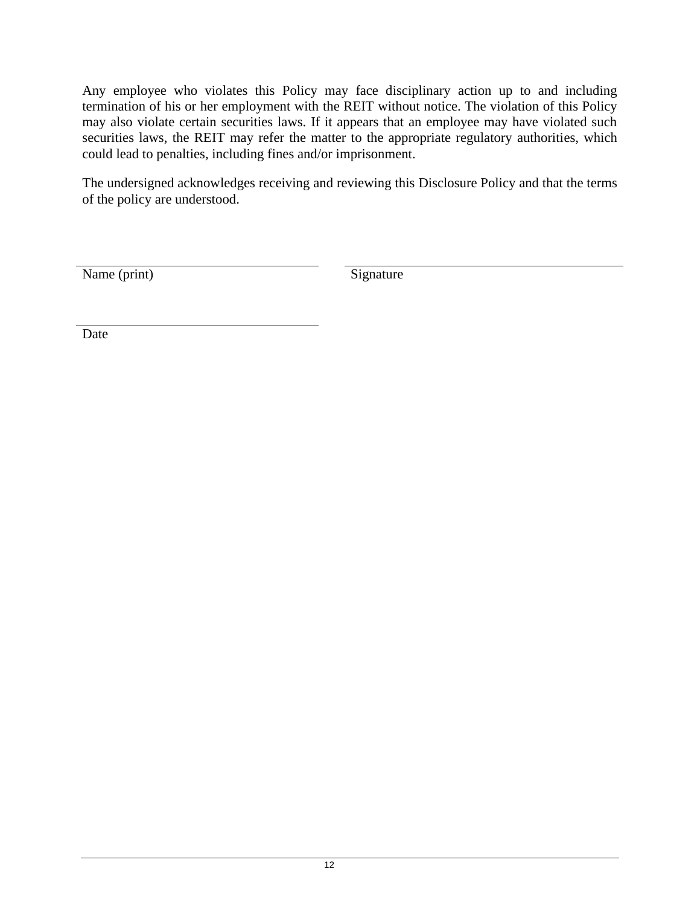Any employee who violates this Policy may face disciplinary action up to and including termination of his or her employment with the REIT without notice. The violation of this Policy may also violate certain securities laws. If it appears that an employee may have violated such securities laws, the REIT may refer the matter to the appropriate regulatory authorities, which could lead to penalties, including fines and/or imprisonment.

The undersigned acknowledges receiving and reviewing this Disclosure Policy and that the terms of the policy are understood.

\_\_\_\_\_\_\_\_\_\_\_\_\_\_\_\_\_\_\_\_\_\_\_\_\_\_\_\_\_\_\_\_\_\_\_\_
Name (print)

\_\_\_\_\_\_\_\_\_\_\_\_\_\_\_\_\_\_\_\_\_\_\_\_\_\_\_\_\_\_\_\_\_\_\_\_
Signature

\_\_\_\_\_\_\_\_\_\_\_\_\_\_\_\_\_\_\_\_\_\_\_\_\_\_\_\_\_\_\_\_\_\_\_\_
Date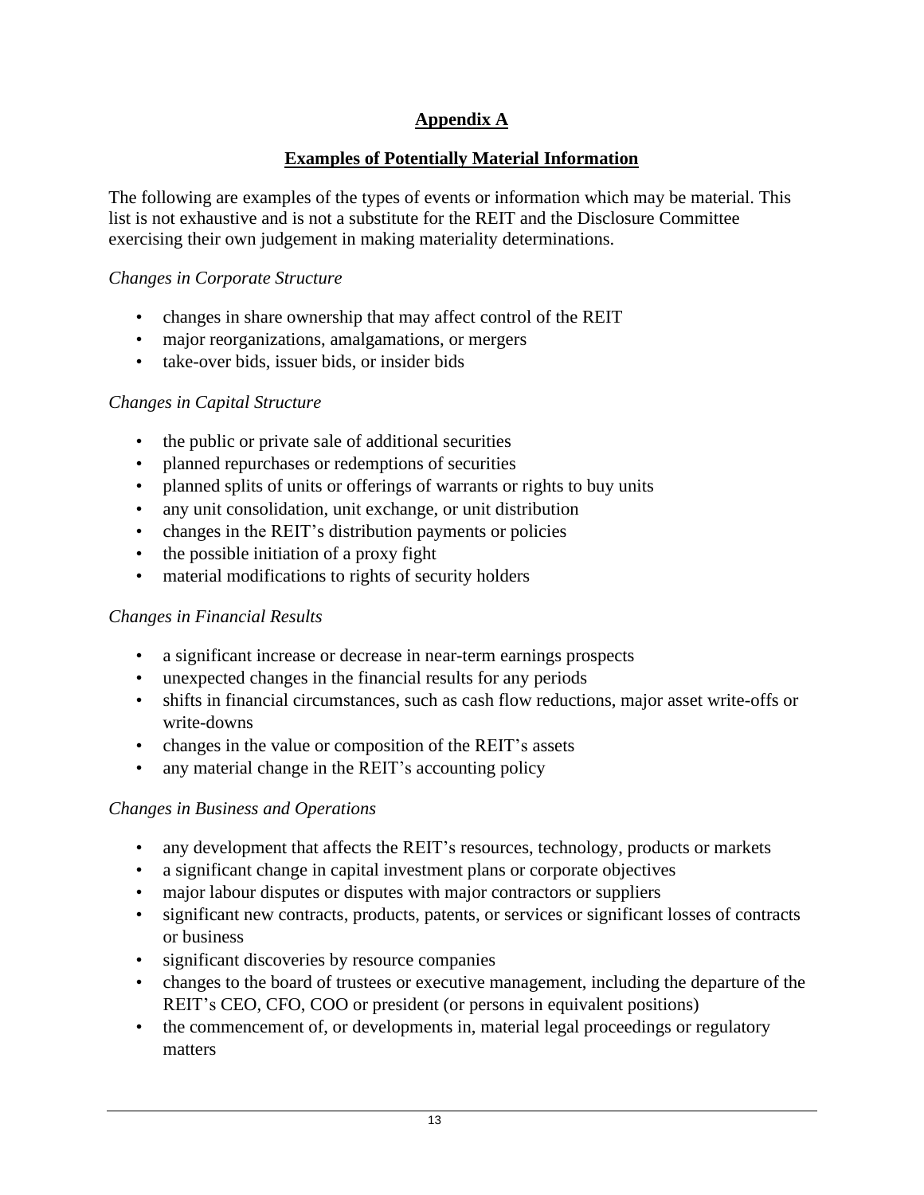## Appendix A

## Examples of Potentially Material Information

The following are examples of the types of events or information which may be material. This list is not exhaustive and is not a substitute for the REIT and the Disclosure Committee exercising their own judgement in making materiality determinations.

*Changes in Corporate Structure*

- changes in share ownership that may affect control of the REIT
- major reorganizations, amalgamations, or mergers
- take-over bids, issuer bids, or insider bids

*Changes in Capital Structure*

- the public or private sale of additional securities
- planned repurchases or redemptions of securities
- planned splits of units or offerings of warrants or rights to buy units
- any unit consolidation, unit exchange, or unit distribution
- changes in the REIT's distribution payments or policies
- the possible initiation of a proxy fight
- material modifications to rights of security holders

*Changes in Financial Results*

- a significant increase or decrease in near-term earnings prospects
- unexpected changes in the financial results for any periods
- shifts in financial circumstances, such as cash flow reductions, major asset write-offs or write-downs
- changes in the value or composition of the REIT's assets
- any material change in the REIT's accounting policy

*Changes in Business and Operations*

- any development that affects the REIT's resources, technology, products or markets
- a significant change in capital investment plans or corporate objectives
- major labour disputes or disputes with major contractors or suppliers
- significant new contracts, products, patents, or services or significant losses of contracts or business
- significant discoveries by resource companies
- changes to the board of trustees or executive management, including the departure of the REIT's CEO, CFO, COO or president (or persons in equivalent positions)
- the commencement of, or developments in, material legal proceedings or regulatory matters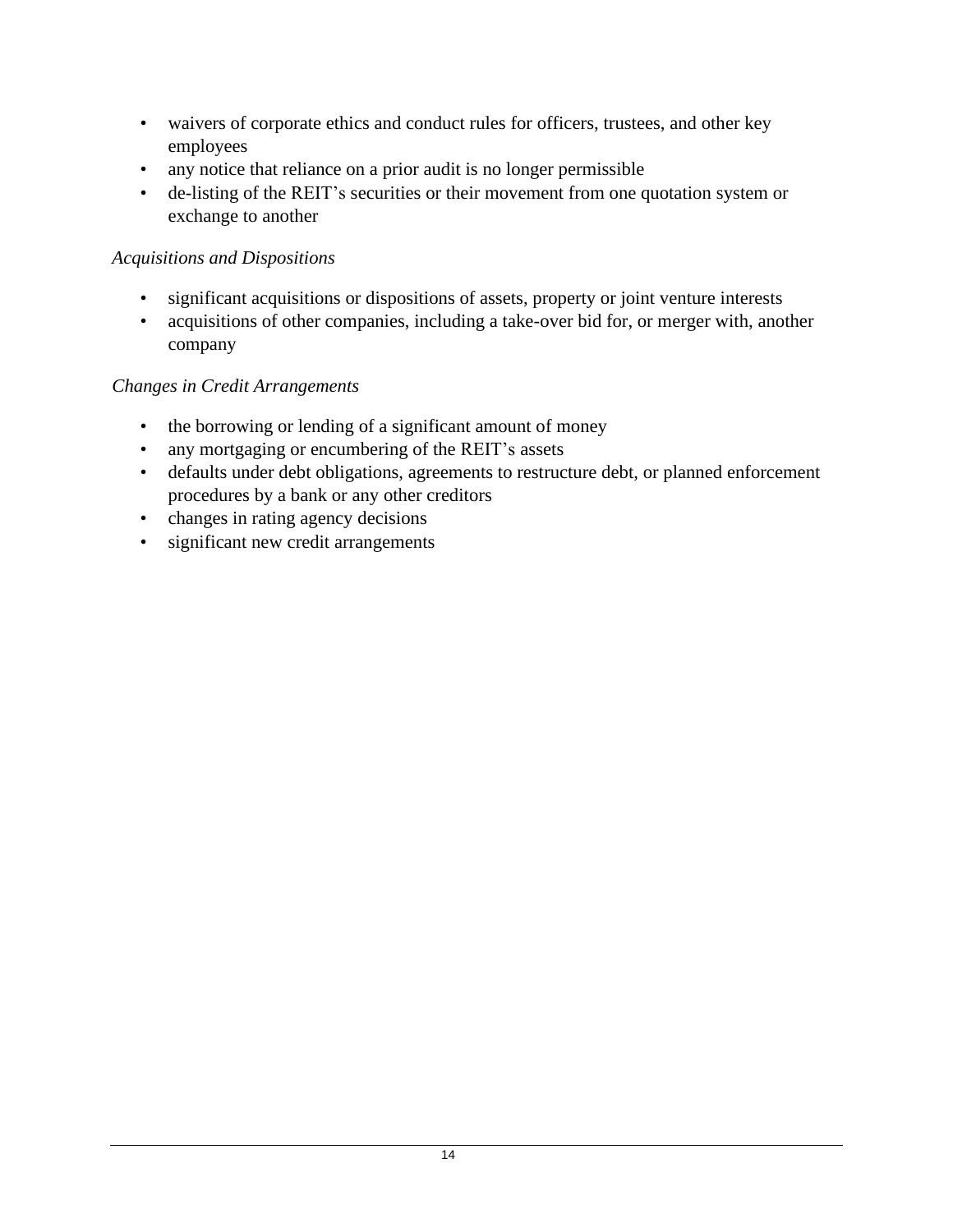- waivers of corporate ethics and conduct rules for officers, trustees, and other key employees
- any notice that reliance on a prior audit is no longer permissible
- de-listing of the REIT's securities or their movement from one quotation system or exchange to another

*Acquisitions and Dispositions*

- significant acquisitions or dispositions of assets, property or joint venture interests
- acquisitions of other companies, including a take-over bid for, or merger with, another company

*Changes in Credit Arrangements*

- the borrowing or lending of a significant amount of money
- any mortgaging or encumbering of the REIT's assets
- defaults under debt obligations, agreements to restructure debt, or planned enforcement procedures by a bank or any other creditors
- changes in rating agency decisions
- significant new credit arrangements